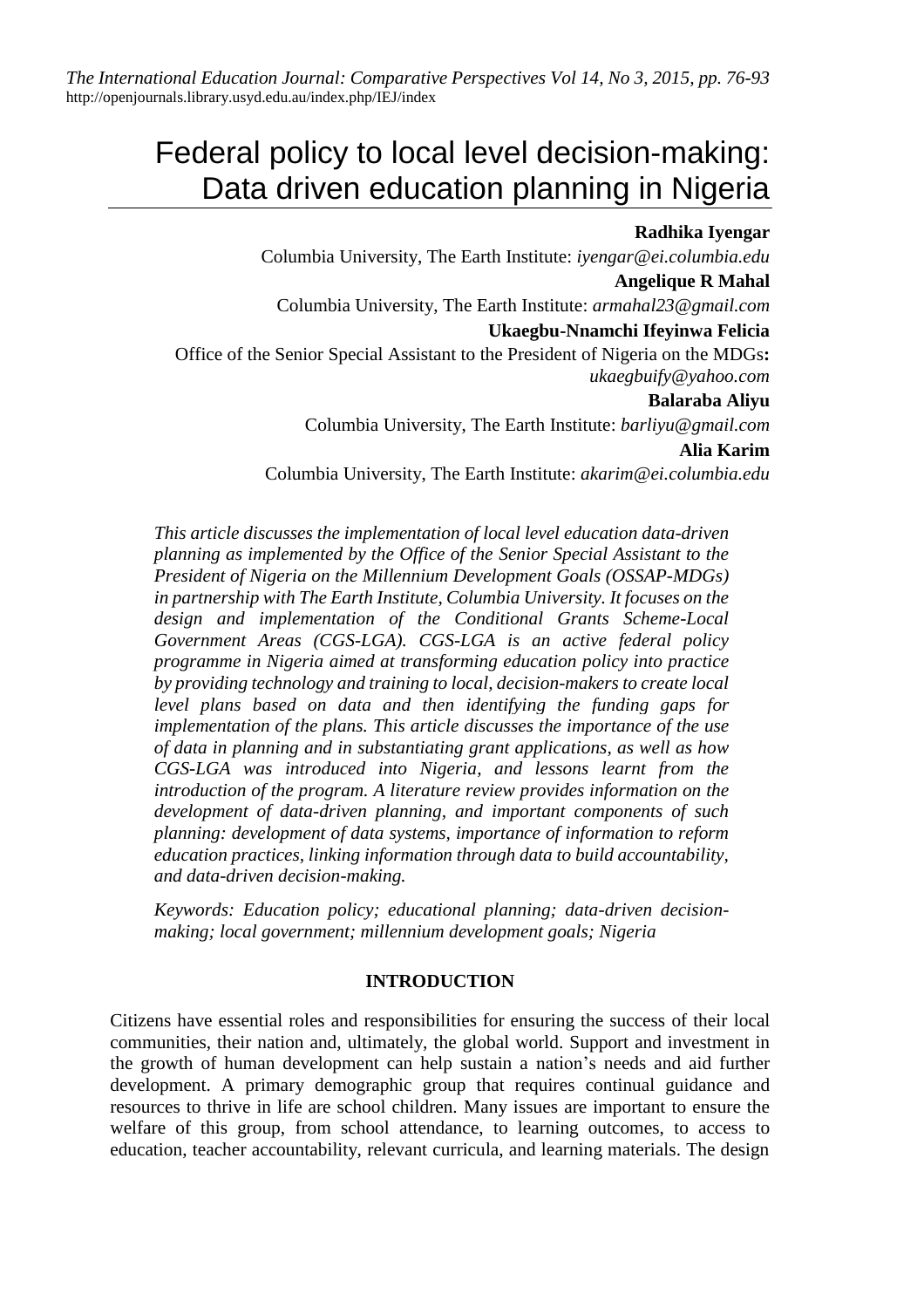# Federal policy to local level decision-making: Data driven education planning in Nigeria

**Radhika Iyengar**

Columbia University, The Earth Institute: *iyengar@ei.columbia.edu*

**Angelique R Mahal**

Columbia University, The Earth Institute: *armahal23@gmail.com*

**Ukaegbu-Nnamchi Ifeyinwa Felicia**

Office of the Senior Special Assistant to the President of Nigeria on the MDGs**:** *ukaegbuify@yahoo.com*

**Balaraba Aliyu**

Columbia University, The Earth Institute: *barliyu@gmail.com*

**Alia Karim**

Columbia University, The Earth Institute: *akarim@ei.columbia.edu*

*This article discusses the implementation of local level education data-driven planning as implemented by the Office of the Senior Special Assistant to the President of Nigeria on the Millennium Development Goals (OSSAP-MDGs) in partnership with The Earth Institute, Columbia University. It focuses on the design and implementation of the Conditional Grants Scheme-Local Government Areas (CGS-LGA). CGS-LGA is an active federal policy programme in Nigeria aimed at transforming education policy into practice by providing technology and training to local, decision-makers to create local level plans based on data and then identifying the funding gaps for implementation of the plans. This article discusses the importance of the use of data in planning and in substantiating grant applications, as well as how CGS-LGA was introduced into Nigeria, and lessons learnt from the introduction of the program. A literature review provides information on the development of data-driven planning, and important components of such planning: development of data systems, importance of information to reform education practices, linking information through data to build accountability, and data-driven decision-making.*

*Keywords: Education policy; educational planning; data-driven decision-making; local government; millennium development goals; Nigeria*

## INTRODUCTION

Citizens have essential roles and responsibilities for ensuring the success of their local communities, their nation and, ultimately, the global world. Support and investment in the growth of human development can help sustain a nation's needs and aid further development. A primary demographic group that requires continual guidance and resources to thrive in life are school children. Many issues are important to ensure the welfare of this group, from school attendance, to learning outcomes, to access to education, teacher accountability, relevant curricula, and learning materials. The design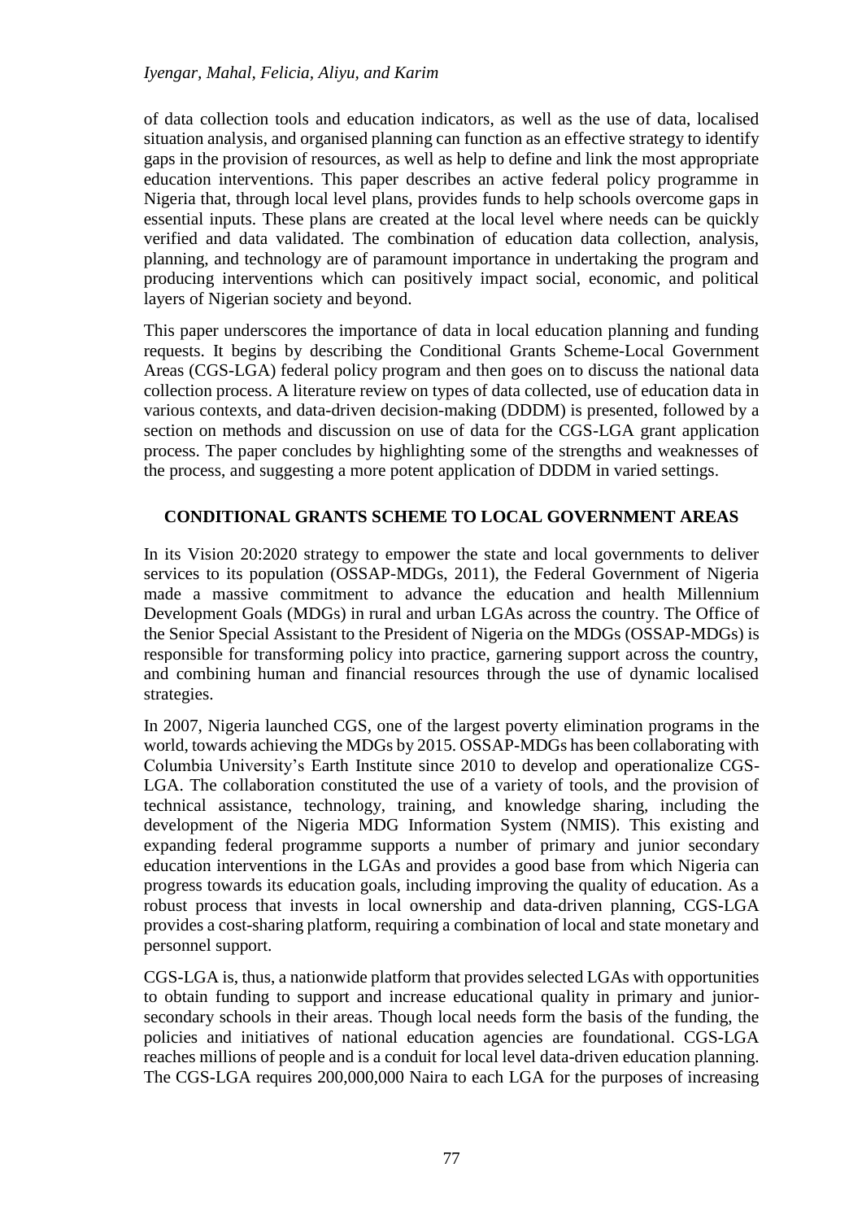of data collection tools and education indicators, as well as the use of data, localised situation analysis, and organised planning can function as an effective strategy to identify gaps in the provision of resources, as well as help to define and link the most appropriate education interventions. This paper describes an active federal policy programme in Nigeria that, through local level plans, provides funds to help schools overcome gaps in essential inputs. These plans are created at the local level where needs can be quickly verified and data validated. The combination of education data collection, analysis, planning, and technology are of paramount importance in undertaking the program and producing interventions which can positively impact social, economic, and political layers of Nigerian society and beyond.

This paper underscores the importance of data in local education planning and funding requests. It begins by describing the Conditional Grants Scheme-Local Government Areas (CGS-LGA) federal policy program and then goes on to discuss the national data collection process. A literature review on types of data collected, use of education data in various contexts, and data-driven decision-making (DDDM) is presented, followed by a section on methods and discussion on use of data for the CGS-LGA grant application process. The paper concludes by highlighting some of the strengths and weaknesses of the process, and suggesting a more potent application of DDDM in varied settings.

## CONDITIONAL GRANTS SCHEME TO LOCAL GOVERNMENT AREAS

In its Vision 20:2020 strategy to empower the state and local governments to deliver services to its population (OSSAP-MDGs, 2011), the Federal Government of Nigeria made a massive commitment to advance the education and health Millennium Development Goals (MDGs) in rural and urban LGAs across the country. The Office of the Senior Special Assistant to the President of Nigeria on the MDGs (OSSAP-MDGs) is responsible for transforming policy into practice, garnering support across the country, and combining human and financial resources through the use of dynamic localised strategies.

In 2007, Nigeria launched CGS, one of the largest poverty elimination programs in the world, towards achieving the MDGs by 2015. OSSAP-MDGs has been collaborating with Columbia University's Earth Institute since 2010 to develop and operationalize CGS-LGA. The collaboration constituted the use of a variety of tools, and the provision of technical assistance, technology, training, and knowledge sharing, including the development of the Nigeria MDG Information System (NMIS). This existing and expanding federal programme supports a number of primary and junior secondary education interventions in the LGAs and provides a good base from which Nigeria can progress towards its education goals, including improving the quality of education. As a robust process that invests in local ownership and data-driven planning, CGS-LGA provides a cost-sharing platform, requiring a combination of local and state monetary and personnel support.

CGS-LGA is, thus, a nationwide platform that provides selected LGAs with opportunities to obtain funding to support and increase educational quality in primary and junior-secondary schools in their areas. Though local needs form the basis of the funding, the policies and initiatives of national education agencies are foundational. CGS-LGA reaches millions of people and is a conduit for local level data-driven education planning. The CGS-LGA requires 200,000,000 Naira to each LGA for the purposes of increasing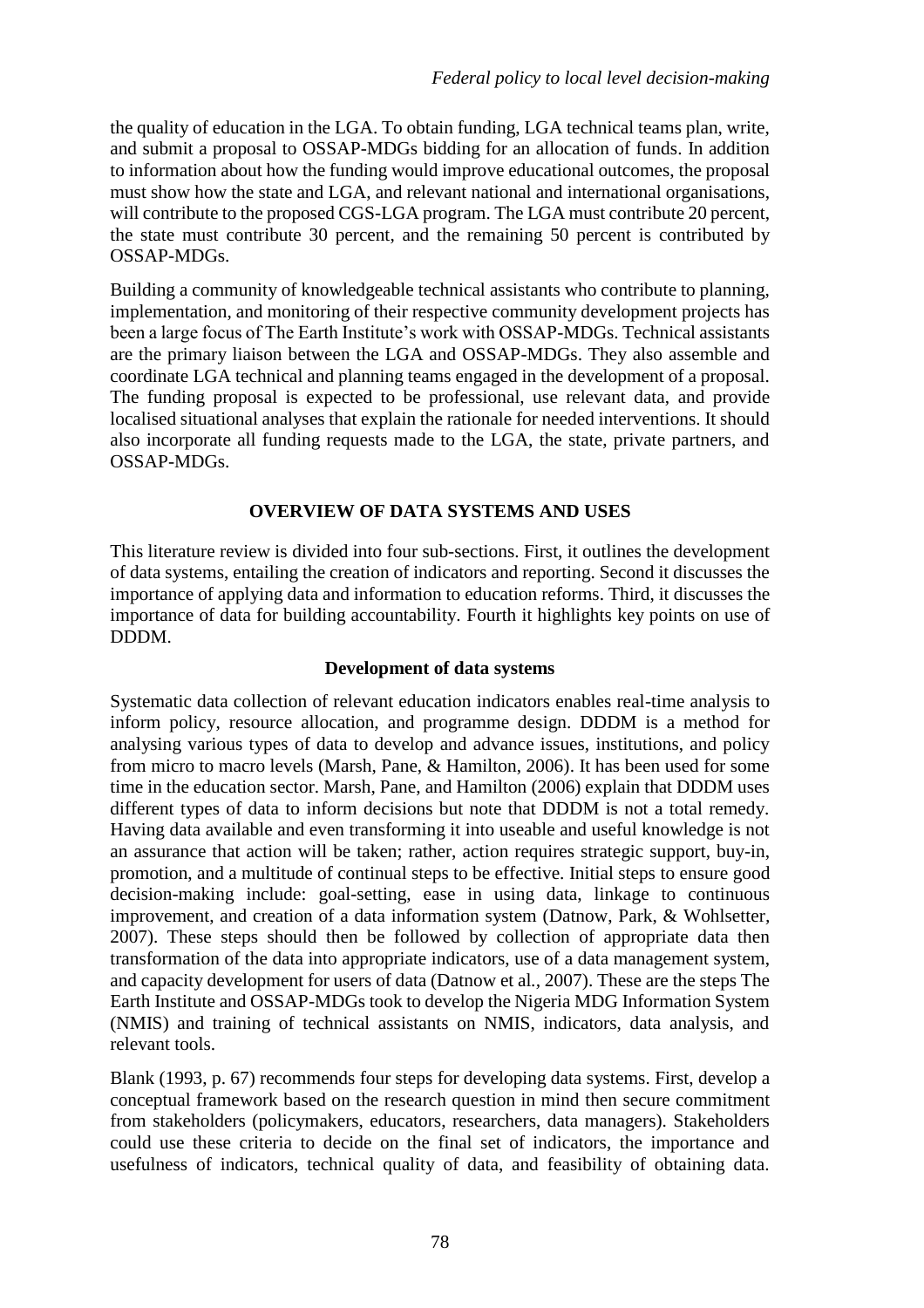the quality of education in the LGA. To obtain funding, LGA technical teams plan, write, and submit a proposal to OSSAP-MDGs bidding for an allocation of funds. In addition to information about how the funding would improve educational outcomes, the proposal must show how the state and LGA, and relevant national and international organisations, will contribute to the proposed CGS-LGA program. The LGA must contribute 20 percent, the state must contribute 30 percent, and the remaining 50 percent is contributed by OSSAP-MDGs.

Building a community of knowledgeable technical assistants who contribute to planning, implementation, and monitoring of their respective community development projects has been a large focus of The Earth Institute's work with OSSAP-MDGs. Technical assistants are the primary liaison between the LGA and OSSAP-MDGs. They also assemble and coordinate LGA technical and planning teams engaged in the development of a proposal. The funding proposal is expected to be professional, use relevant data, and provide localised situational analyses that explain the rationale for needed interventions. It should also incorporate all funding requests made to the LGA, the state, private partners, and OSSAP-MDGs.

## OVERVIEW OF DATA SYSTEMS AND USES

This literature review is divided into four sub-sections. First, it outlines the development of data systems, entailing the creation of indicators and reporting. Second it discusses the importance of applying data and information to education reforms. Third, it discusses the importance of data for building accountability. Fourth it highlights key points on use of DDDM.

### Development of data systems

Systematic data collection of relevant education indicators enables real-time analysis to inform policy, resource allocation, and programme design. DDDM is a method for analysing various types of data to develop and advance issues, institutions, and policy from micro to macro levels (Marsh, Pane, & Hamilton, 2006). It has been used for some time in the education sector. Marsh, Pane, and Hamilton (2006) explain that DDDM uses different types of data to inform decisions but note that DDDM is not a total remedy. Having data available and even transforming it into useable and useful knowledge is not an assurance that action will be taken; rather, action requires strategic support, buy-in, promotion, and a multitude of continual steps to be effective. Initial steps to ensure good decision-making include: goal-setting, ease in using data, linkage to continuous improvement, and creation of a data information system (Datnow, Park, & Wohlsetter, 2007). These steps should then be followed by collection of appropriate data then transformation of the data into appropriate indicators, use of a data management system, and capacity development for users of data (Datnow et al., 2007). These are the steps The Earth Institute and OSSAP-MDGs took to develop the Nigeria MDG Information System (NMIS) and training of technical assistants on NMIS, indicators, data analysis, and relevant tools.

Blank (1993, p. 67) recommends four steps for developing data systems. First, develop a conceptual framework based on the research question in mind then secure commitment from stakeholders (policymakers, educators, researchers, data managers). Stakeholders could use these criteria to decide on the final set of indicators, the importance and usefulness of indicators, technical quality of data, and feasibility of obtaining data.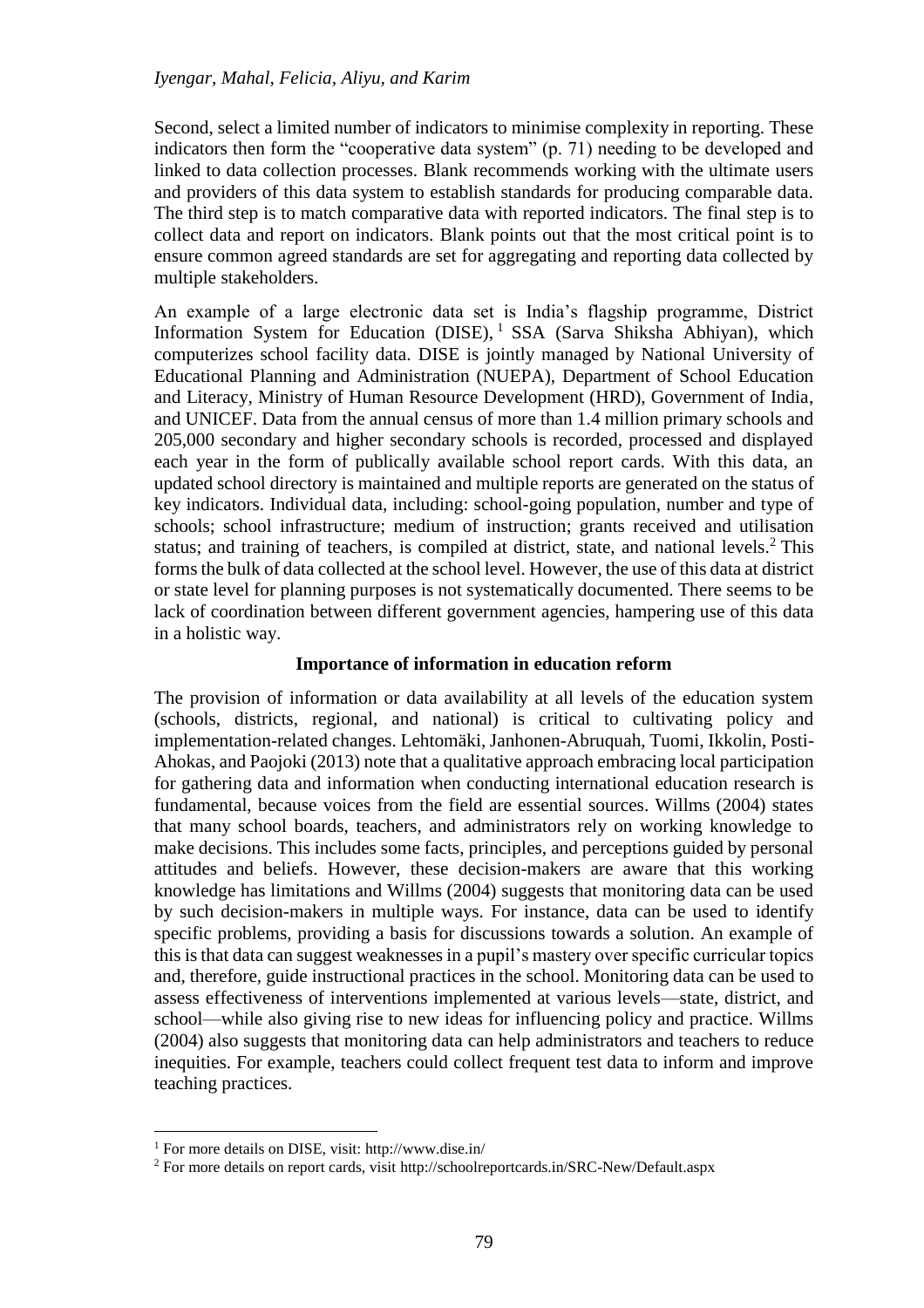Second, select a limited number of indicators to minimise complexity in reporting. These indicators then form the "cooperative data system" (p. 71) needing to be developed and linked to data collection processes. Blank recommends working with the ultimate users and providers of this data system to establish standards for producing comparable data. The third step is to match comparative data with reported indicators. The final step is to collect data and report on indicators. Blank points out that the most critical point is to ensure common agreed standards are set for aggregating and reporting data collected by multiple stakeholders.

An example of a large electronic data set is India's flagship programme, District Information System for Education (DISE),[1] SSA (Sarva Shiksha Abhiyan), which computerizes school facility data. DISE is jointly managed by National University of Educational Planning and Administration (NUEPA), Department of School Education and Literacy, Ministry of Human Resource Development (HRD), Government of India, and UNICEF. Data from the annual census of more than 1.4 million primary schools and 205,000 secondary and higher secondary schools is recorded, processed and displayed each year in the form of publically available school report cards. With this data, an updated school directory is maintained and multiple reports are generated on the status of key indicators. Individual data, including: school-going population, number and type of schools; school infrastructure; medium of instruction; grants received and utilisation status; and training of teachers, is compiled at district, state, and national levels.[2] This forms the bulk of data collected at the school level. However, the use of this data at district or state level for planning purposes is not systematically documented. There seems to be lack of coordination between different government agencies, hampering use of this data in a holistic way.

## Importance of information in education reform

The provision of information or data availability at all levels of the education system (schools, districts, regional, and national) is critical to cultivating policy and implementation-related changes. Lehtomäki, Janhonen-Abruquah, Tuomi, Ikkolin, Posti-Ahokas, and Paojoki (2013) note that a qualitative approach embracing local participation for gathering data and information when conducting international education research is fundamental, because voices from the field are essential sources. Willms (2004) states that many school boards, teachers, and administrators rely on working knowledge to make decisions. This includes some facts, principles, and perceptions guided by personal attitudes and beliefs. However, these decision-makers are aware that this working knowledge has limitations and Willms (2004) suggests that monitoring data can be used by such decision-makers in multiple ways. For instance, data can be used to identify specific problems, providing a basis for discussions towards a solution. An example of this is that data can suggest weaknesses in a pupil's mastery over specific curricular topics and, therefore, guide instructional practices in the school. Monitoring data can be used to assess effectiveness of interventions implemented at various levels—state, district, and school—while also giving rise to new ideas for influencing policy and practice. Willms (2004) also suggests that monitoring data can help administrators and teachers to reduce inequities. For example, teachers could collect frequent test data to inform and improve teaching practices.

---

[1] For more details on DISE, visit: http://www.dise.in/

[2] For more details on report cards, visit http://schoolreportcards.in/SRC-New/Default.aspx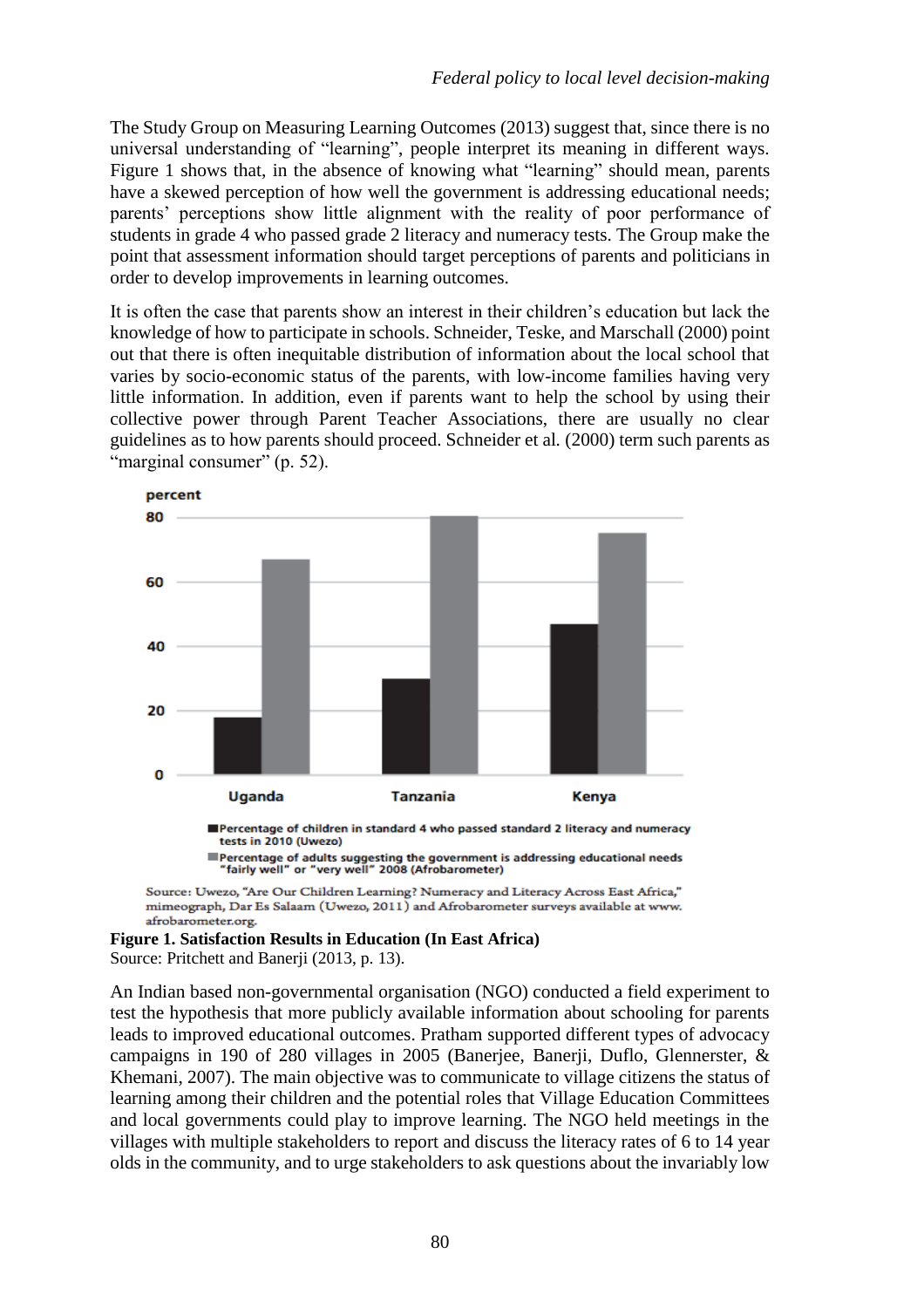The Study Group on Measuring Learning Outcomes (2013) suggest that, since there is no universal understanding of "learning", people interpret its meaning in different ways. Figure 1 shows that, in the absence of knowing what "learning" should mean, parents have a skewed perception of how well the government is addressing educational needs; parents' perceptions show little alignment with the reality of poor performance of students in grade 4 who passed grade 2 literacy and numeracy tests. The Group make the point that assessment information should target perceptions of parents and politicians in order to develop improvements in learning outcomes.

It is often the case that parents show an interest in their children's education but lack the knowledge of how to participate in schools. Schneider, Teske, and Marschall (2000) point out that there is often inequitable distribution of information about the local school that varies by socio-economic status of the parents, with low-income families having very little information. In addition, even if parents want to help the school by using their collective power through Parent Teacher Associations, there are usually no clear guidelines as to how parents should proceed. Schneider et al. (2000) term such parents as "marginal consumer" (p. 52).

■ Percentage of children in standard 4 who passed standard 2 literacy and numeracy tests in 2010 (Uwezo)
■ Percentage of adults suggesting the government is addressing educational needs "fairly well" or "very well" 2008 (Afrobarometer)

Source: Uwezo, "Are Our Children Learning? Numeracy and Literacy Across East Africa," mimeograph, Dar Es Salaam (Uwezo, 2011) and Afrobarometer surveys available at www.afrobarometer.org.

**Figure 1. Satisfaction Results in Education (In East Africa)**
Source: Pritchett and Banerji (2013, p. 13).

An Indian based non-governmental organisation (NGO) conducted a field experiment to test the hypothesis that more publicly available information about schooling for parents leads to improved educational outcomes. Pratham supported different types of advocacy campaigns in 190 of 280 villages in 2005 (Banerjee, Banerji, Duflo, Glennerster, & Khemani, 2007). The main objective was to communicate to village citizens the status of learning among their children and the potential roles that Village Education Committees and local governments could play to improve learning. The NGO held meetings in the villages with multiple stakeholders to report and discuss the literacy rates of 6 to 14 year olds in the community, and to urge stakeholders to ask questions about the invariably low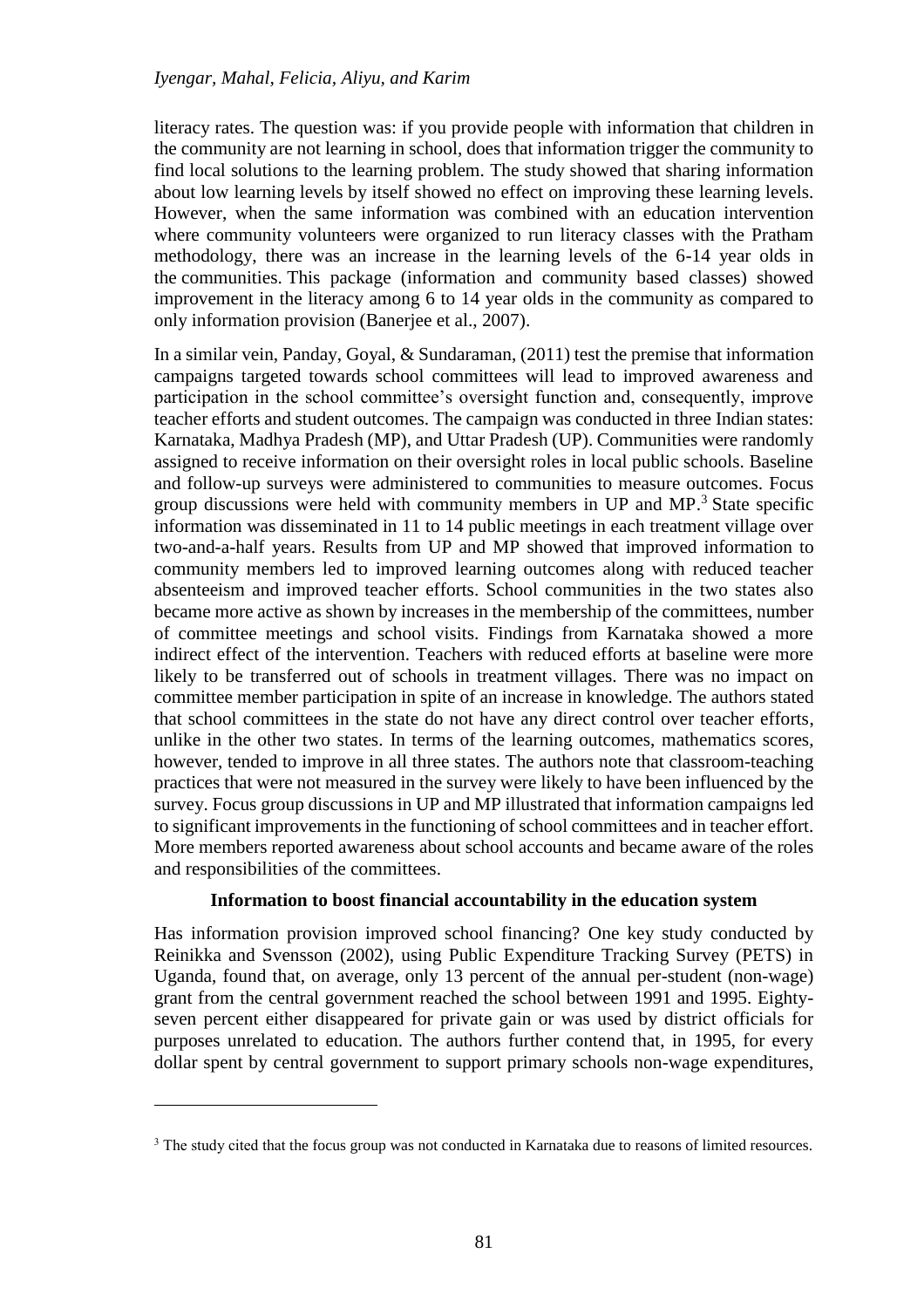literacy rates. The question was: if you provide people with information that children in the community are not learning in school, does that information trigger the community to find local solutions to the learning problem. The study showed that sharing information about low learning levels by itself showed no effect on improving these learning levels. However, when the same information was combined with an education intervention where community volunteers were organized to run literacy classes with the Pratham methodology, there was an increase in the learning levels of the 6-14 year olds in the communities. This package (information and community based classes) showed improvement in the literacy among 6 to 14 year olds in the community as compared to only information provision (Banerjee et al., 2007).

In a similar vein, Panday, Goyal, & Sundaraman, (2011) test the premise that information campaigns targeted towards school committees will lead to improved awareness and participation in the school committee's oversight function and, consequently, improve teacher efforts and student outcomes. The campaign was conducted in three Indian states: Karnataka, Madhya Pradesh (MP), and Uttar Pradesh (UP). Communities were randomly assigned to receive information on their oversight roles in local public schools. Baseline and follow-up surveys were administered to communities to measure outcomes. Focus group discussions were held with community members in UP and MP.[3] State specific information was disseminated in 11 to 14 public meetings in each treatment village over two-and-a-half years. Results from UP and MP showed that improved information to community members led to improved learning outcomes along with reduced teacher absenteeism and improved teacher efforts. School communities in the two states also became more active as shown by increases in the membership of the committees, number of committee meetings and school visits. Findings from Karnataka showed a more indirect effect of the intervention. Teachers with reduced efforts at baseline were more likely to be transferred out of schools in treatment villages. There was no impact on committee member participation in spite of an increase in knowledge. The authors stated that school committees in the state do not have any direct control over teacher efforts, unlike in the other two states. In terms of the learning outcomes, mathematics scores, however, tended to improve in all three states. The authors note that classroom-teaching practices that were not measured in the survey were likely to have been influenced by the survey. Focus group discussions in UP and MP illustrated that information campaigns led to significant improvements in the functioning of school committees and in teacher effort. More members reported awareness about school accounts and became aware of the roles and responsibilities of the committees.

**Information to boost financial accountability in the education system**

Has information provision improved school financing? One key study conducted by Reinikka and Svensson (2002), using Public Expenditure Tracking Survey (PETS) in Uganda, found that, on average, only 13 percent of the annual per-student (non-wage) grant from the central government reached the school between 1991 and 1995. Eighty-seven percent either disappeared for private gain or was used by district officials for purposes unrelated to education. The authors further contend that, in 1995, for every dollar spent by central government to support primary schools non-wage expenditures,

[3] The study cited that the focus group was not conducted in Karnataka due to reasons of limited resources.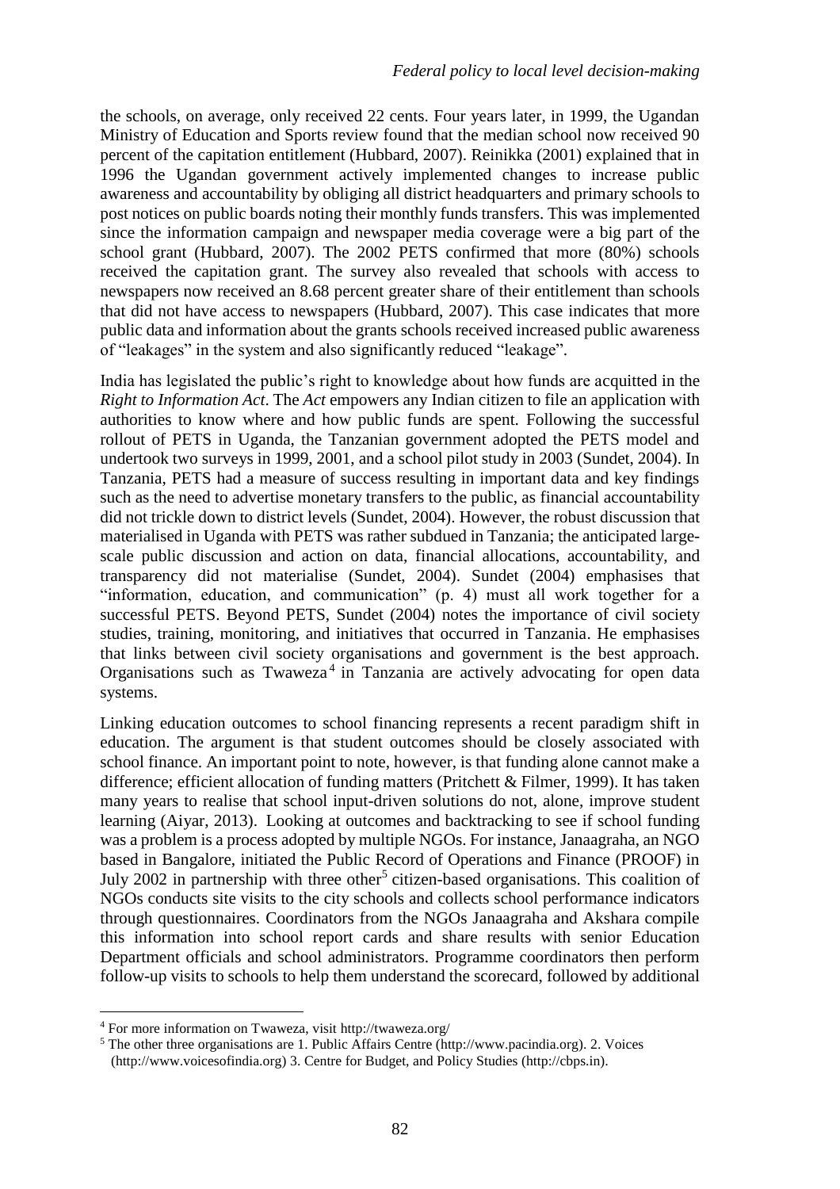the schools, on average, only received 22 cents. Four years later, in 1999, the Ugandan Ministry of Education and Sports review found that the median school now received 90 percent of the capitation entitlement (Hubbard, 2007). Reinikka (2001) explained that in 1996 the Ugandan government actively implemented changes to increase public awareness and accountability by obliging all district headquarters and primary schools to post notices on public boards noting their monthly funds transfers. This was implemented since the information campaign and newspaper media coverage were a big part of the school grant (Hubbard, 2007). The 2002 PETS confirmed that more (80%) schools received the capitation grant. The survey also revealed that schools with access to newspapers now received an 8.68 percent greater share of their entitlement than schools that did not have access to newspapers (Hubbard, 2007). This case indicates that more public data and information about the grants schools received increased public awareness of "leakages" in the system and also significantly reduced "leakage".

India has legislated the public's right to knowledge about how funds are acquitted in the *Right to Information Act*. The *Act* empowers any Indian citizen to file an application with authorities to know where and how public funds are spent. Following the successful rollout of PETS in Uganda, the Tanzanian government adopted the PETS model and undertook two surveys in 1999, 2001, and a school pilot study in 2003 (Sundet, 2004). In Tanzania, PETS had a measure of success resulting in important data and key findings such as the need to advertise monetary transfers to the public, as financial accountability did not trickle down to district levels (Sundet, 2004). However, the robust discussion that materialised in Uganda with PETS was rather subdued in Tanzania; the anticipated large-scale public discussion and action on data, financial allocations, accountability, and transparency did not materialise (Sundet, 2004). Sundet (2004) emphasises that "information, education, and communication" (p. 4) must all work together for a successful PETS. Beyond PETS, Sundet (2004) notes the importance of civil society studies, training, monitoring, and initiatives that occurred in Tanzania. He emphasises that links between civil society organisations and government is the best approach. Organisations such as Twaweza[4] in Tanzania are actively advocating for open data systems.

Linking education outcomes to school financing represents a recent paradigm shift in education. The argument is that student outcomes should be closely associated with school finance. An important point to note, however, is that funding alone cannot make a difference; efficient allocation of funding matters (Pritchett & Filmer, 1999). It has taken many years to realise that school input-driven solutions do not, alone, improve student learning (Aiyar, 2013). Looking at outcomes and backtracking to see if school funding was a problem is a process adopted by multiple NGOs. For instance, Janaagraha, an NGO based in Bangalore, initiated the Public Record of Operations and Finance (PROOF) in July 2002 in partnership with three other[5] citizen-based organisations. This coalition of NGOs conducts site visits to the city schools and collects school performance indicators through questionnaires. Coordinators from the NGOs Janaagraha and Akshara compile this information into school report cards and share results with senior Education Department officials and school administrators. Programme coordinators then perform follow-up visits to schools to help them understand the scorecard, followed by additional

---

[4] For more information on Twaweza, visit http://twaweza.org/

[5] The other three organisations are 1. Public Affairs Centre (http://www.pacindia.org). 2. Voices (http://www.voicesofindia.org) 3. Centre for Budget, and Policy Studies (http://cbps.in).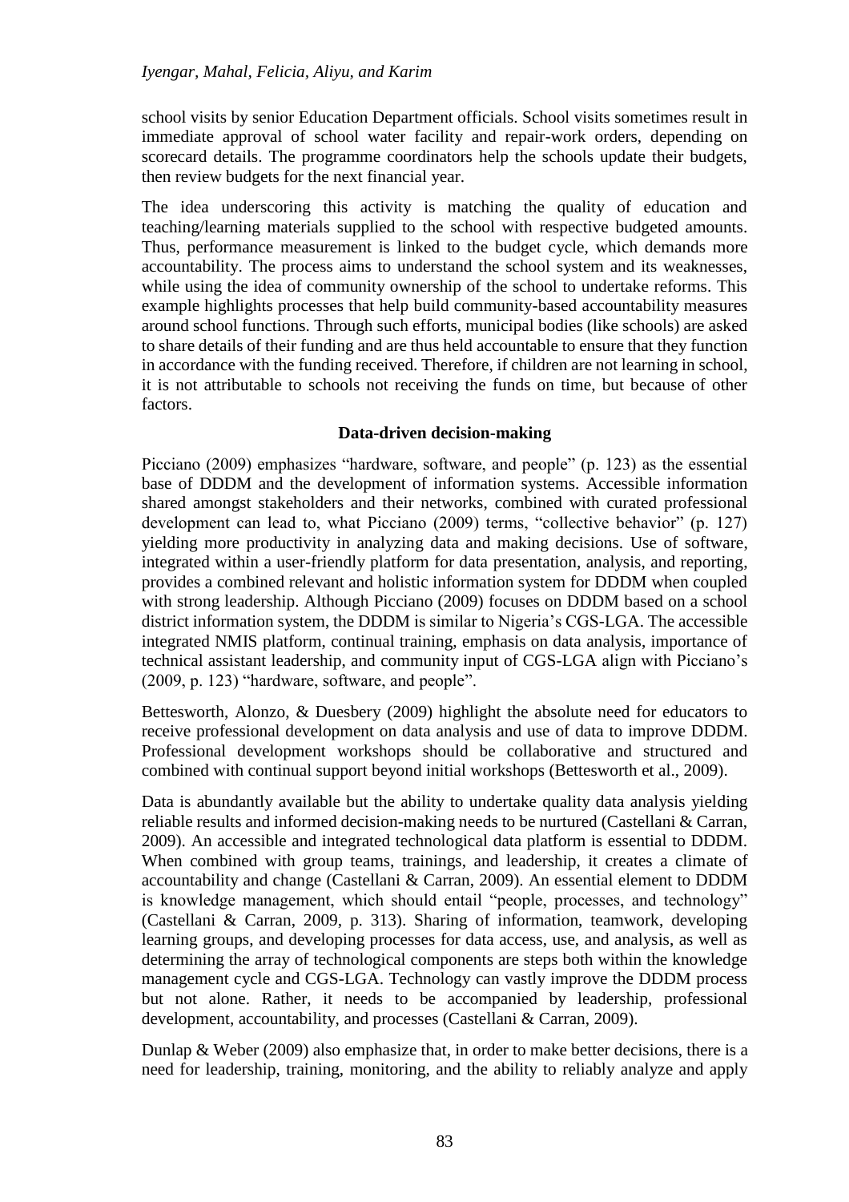school visits by senior Education Department officials. School visits sometimes result in immediate approval of school water facility and repair-work orders, depending on scorecard details. The programme coordinators help the schools update their budgets, then review budgets for the next financial year.

The idea underscoring this activity is matching the quality of education and teaching/learning materials supplied to the school with respective budgeted amounts. Thus, performance measurement is linked to the budget cycle, which demands more accountability. The process aims to understand the school system and its weaknesses, while using the idea of community ownership of the school to undertake reforms. This example highlights processes that help build community-based accountability measures around school functions. Through such efforts, municipal bodies (like schools) are asked to share details of their funding and are thus held accountable to ensure that they function in accordance with the funding received. Therefore, if children are not learning in school, it is not attributable to schools not receiving the funds on time, but because of other factors.

## Data-driven decision-making

Picciano (2009) emphasizes "hardware, software, and people" (p. 123) as the essential base of DDDM and the development of information systems. Accessible information shared amongst stakeholders and their networks, combined with curated professional development can lead to, what Picciano (2009) terms, "collective behavior" (p. 127) yielding more productivity in analyzing data and making decisions. Use of software, integrated within a user-friendly platform for data presentation, analysis, and reporting, provides a combined relevant and holistic information system for DDDM when coupled with strong leadership. Although Picciano (2009) focuses on DDDM based on a school district information system, the DDDM is similar to Nigeria's CGS-LGA. The accessible integrated NMIS platform, continual training, emphasis on data analysis, importance of technical assistant leadership, and community input of CGS-LGA align with Picciano's (2009, p. 123) "hardware, software, and people".

Bettesworth, Alonzo, & Duesbery (2009) highlight the absolute need for educators to receive professional development on data analysis and use of data to improve DDDM. Professional development workshops should be collaborative and structured and combined with continual support beyond initial workshops (Bettesworth et al., 2009).

Data is abundantly available but the ability to undertake quality data analysis yielding reliable results and informed decision-making needs to be nurtured (Castellani & Carran, 2009). An accessible and integrated technological data platform is essential to DDDM. When combined with group teams, trainings, and leadership, it creates a climate of accountability and change (Castellani & Carran, 2009). An essential element to DDDM is knowledge management, which should entail "people, processes, and technology" (Castellani & Carran, 2009, p. 313). Sharing of information, teamwork, developing learning groups, and developing processes for data access, use, and analysis, as well as determining the array of technological components are steps both within the knowledge management cycle and CGS-LGA. Technology can vastly improve the DDDM process but not alone. Rather, it needs to be accompanied by leadership, professional development, accountability, and processes (Castellani & Carran, 2009).

Dunlap & Weber (2009) also emphasize that, in order to make better decisions, there is a need for leadership, training, monitoring, and the ability to reliably analyze and apply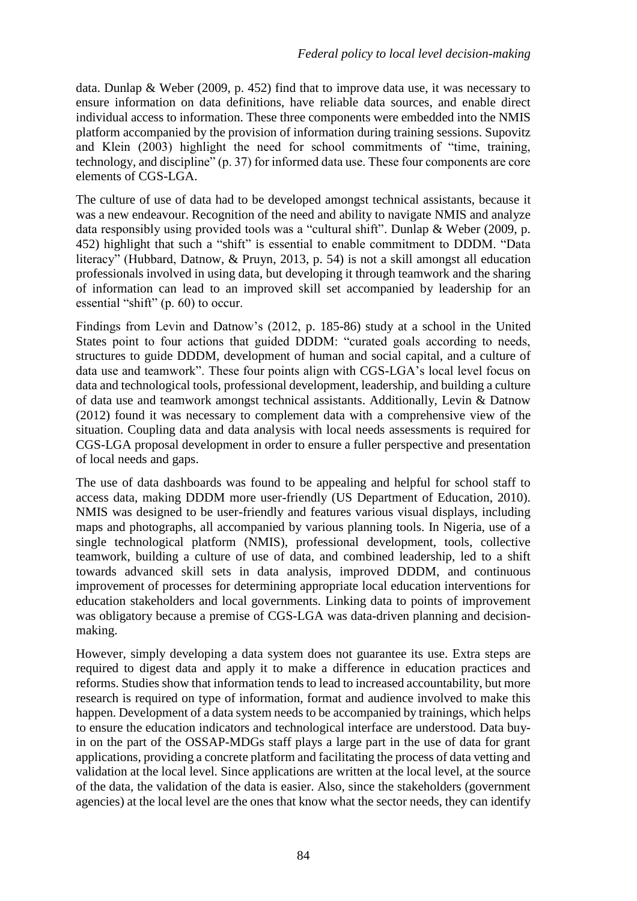data. Dunlap & Weber (2009, p. 452) find that to improve data use, it was necessary to ensure information on data definitions, have reliable data sources, and enable direct individual access to information. These three components were embedded into the NMIS platform accompanied by the provision of information during training sessions. Supovitz and Klein (2003) highlight the need for school commitments of "time, training, technology, and discipline" (p. 37) for informed data use. These four components are core elements of CGS-LGA.

The culture of use of data had to be developed amongst technical assistants, because it was a new endeavour. Recognition of the need and ability to navigate NMIS and analyze data responsibly using provided tools was a "cultural shift". Dunlap & Weber (2009, p. 452) highlight that such a "shift" is essential to enable commitment to DDDM. "Data literacy" (Hubbard, Datnow, & Pruyn, 2013, p. 54) is not a skill amongst all education professionals involved in using data, but developing it through teamwork and the sharing of information can lead to an improved skill set accompanied by leadership for an essential "shift" (p. 60) to occur.

Findings from Levin and Datnow's (2012, p. 185-86) study at a school in the United States point to four actions that guided DDDM: "curated goals according to needs, structures to guide DDDM, development of human and social capital, and a culture of data use and teamwork". These four points align with CGS-LGA's local level focus on data and technological tools, professional development, leadership, and building a culture of data use and teamwork amongst technical assistants. Additionally, Levin & Datnow (2012) found it was necessary to complement data with a comprehensive view of the situation. Coupling data and data analysis with local needs assessments is required for CGS-LGA proposal development in order to ensure a fuller perspective and presentation of local needs and gaps.

The use of data dashboards was found to be appealing and helpful for school staff to access data, making DDDM more user-friendly (US Department of Education, 2010). NMIS was designed to be user-friendly and features various visual displays, including maps and photographs, all accompanied by various planning tools. In Nigeria, use of a single technological platform (NMIS), professional development, tools, collective teamwork, building a culture of use of data, and combined leadership, led to a shift towards advanced skill sets in data analysis, improved DDDM, and continuous improvement of processes for determining appropriate local education interventions for education stakeholders and local governments. Linking data to points of improvement was obligatory because a premise of CGS-LGA was data-driven planning and decision-making.

However, simply developing a data system does not guarantee its use. Extra steps are required to digest data and apply it to make a difference in education practices and reforms. Studies show that information tends to lead to increased accountability, but more research is required on type of information, format and audience involved to make this happen. Development of a data system needs to be accompanied by trainings, which helps to ensure the education indicators and technological interface are understood. Data buy-in on the part of the OSSAP-MDGs staff plays a large part in the use of data for grant applications, providing a concrete platform and facilitating the process of data vetting and validation at the local level. Since applications are written at the local level, at the source of the data, the validation of the data is easier. Also, since the stakeholders (government agencies) at the local level are the ones that know what the sector needs, they can identify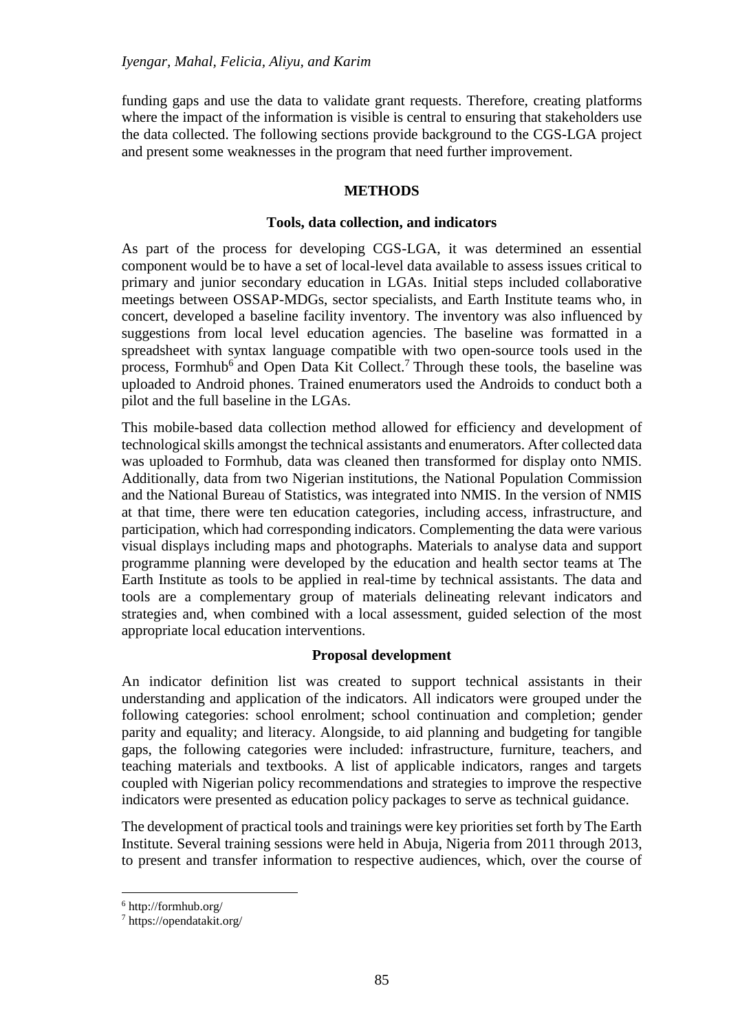funding gaps and use the data to validate grant requests. Therefore, creating platforms where the impact of the information is visible is central to ensuring that stakeholders use the data collected. The following sections provide background to the CGS-LGA project and present some weaknesses in the program that need further improvement.

## METHODS

### Tools, data collection, and indicators

As part of the process for developing CGS-LGA, it was determined an essential component would be to have a set of local-level data available to assess issues critical to primary and junior secondary education in LGAs. Initial steps included collaborative meetings between OSSAP-MDGs, sector specialists, and Earth Institute teams who, in concert, developed a baseline facility inventory. The inventory was also influenced by suggestions from local level education agencies. The baseline was formatted in a spreadsheet with syntax language compatible with two open-source tools used in the process, Formhub[6] and Open Data Kit Collect.[7] Through these tools, the baseline was uploaded to Android phones. Trained enumerators used the Androids to conduct both a pilot and the full baseline in the LGAs.

This mobile-based data collection method allowed for efficiency and development of technological skills amongst the technical assistants and enumerators. After collected data was uploaded to Formhub, data was cleaned then transformed for display onto NMIS. Additionally, data from two Nigerian institutions, the National Population Commission and the National Bureau of Statistics, was integrated into NMIS. In the version of NMIS at that time, there were ten education categories, including access, infrastructure, and participation, which had corresponding indicators. Complementing the data were various visual displays including maps and photographs. Materials to analyse data and support programme planning were developed by the education and health sector teams at The Earth Institute as tools to be applied in real-time by technical assistants. The data and tools are a complementary group of materials delineating relevant indicators and strategies and, when combined with a local assessment, guided selection of the most appropriate local education interventions.

### Proposal development

An indicator definition list was created to support technical assistants in their understanding and application of the indicators. All indicators were grouped under the following categories: school enrolment; school continuation and completion; gender parity and equality; and literacy. Alongside, to aid planning and budgeting for tangible gaps, the following categories were included: infrastructure, furniture, teachers, and teaching materials and textbooks. A list of applicable indicators, ranges and targets coupled with Nigerian policy recommendations and strategies to improve the respective indicators were presented as education policy packages to serve as technical guidance.

The development of practical tools and trainings were key priorities set forth by The Earth Institute. Several training sessions were held in Abuja, Nigeria from 2011 through 2013, to present and transfer information to respective audiences, which, over the course of

---

[6] http://formhub.org/

[7] https://opendatakit.org/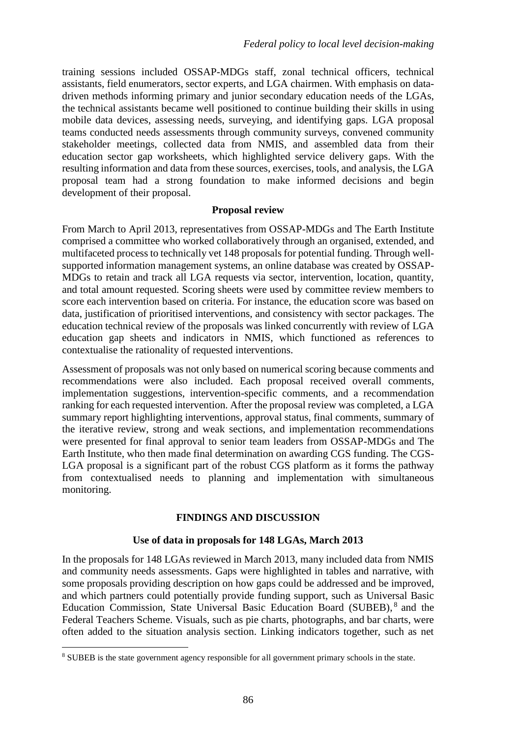training sessions included OSSAP-MDGs staff, zonal technical officers, technical assistants, field enumerators, sector experts, and LGA chairmen. With emphasis on data-driven methods informing primary and junior secondary education needs of the LGAs, the technical assistants became well positioned to continue building their skills in using mobile data devices, assessing needs, surveying, and identifying gaps. LGA proposal teams conducted needs assessments through community surveys, convened community stakeholder meetings, collected data from NMIS, and assembled data from their education sector gap worksheets, which highlighted service delivery gaps. With the resulting information and data from these sources, exercises, tools, and analysis, the LGA proposal team had a strong foundation to make informed decisions and begin development of their proposal.

### Proposal review

From March to April 2013, representatives from OSSAP-MDGs and The Earth Institute comprised a committee who worked collaboratively through an organised, extended, and multifaceted process to technically vet 148 proposals for potential funding. Through well-supported information management systems, an online database was created by OSSAP-MDGs to retain and track all LGA requests via sector, intervention, location, quantity, and total amount requested. Scoring sheets were used by committee review members to score each intervention based on criteria. For instance, the education score was based on data, justification of prioritised interventions, and consistency with sector packages. The education technical review of the proposals was linked concurrently with review of LGA education gap sheets and indicators in NMIS, which functioned as references to contextualise the rationality of requested interventions.

Assessment of proposals was not only based on numerical scoring because comments and recommendations were also included. Each proposal received overall comments, implementation suggestions, intervention-specific comments, and a recommendation ranking for each requested intervention. After the proposal review was completed, a LGA summary report highlighting interventions, approval status, final comments, summary of the iterative review, strong and weak sections, and implementation recommendations were presented for final approval to senior team leaders from OSSAP-MDGs and The Earth Institute, who then made final determination on awarding CGS funding. The CGS-LGA proposal is a significant part of the robust CGS platform as it forms the pathway from contextualised needs to planning and implementation with simultaneous monitoring.

## FINDINGS AND DISCUSSION

### Use of data in proposals for 148 LGAs, March 2013

In the proposals for 148 LGAs reviewed in March 2013, many included data from NMIS and community needs assessments. Gaps were highlighted in tables and narrative, with some proposals providing description on how gaps could be addressed and be improved, and which partners could potentially provide funding support, such as Universal Basic Education Commission, State Universal Basic Education Board (SUBEB),[8] and the Federal Teachers Scheme. Visuals, such as pie charts, photographs, and bar charts, were often added to the situation analysis section. Linking indicators together, such as net

[8] SUBEB is the state government agency responsible for all government primary schools in the state.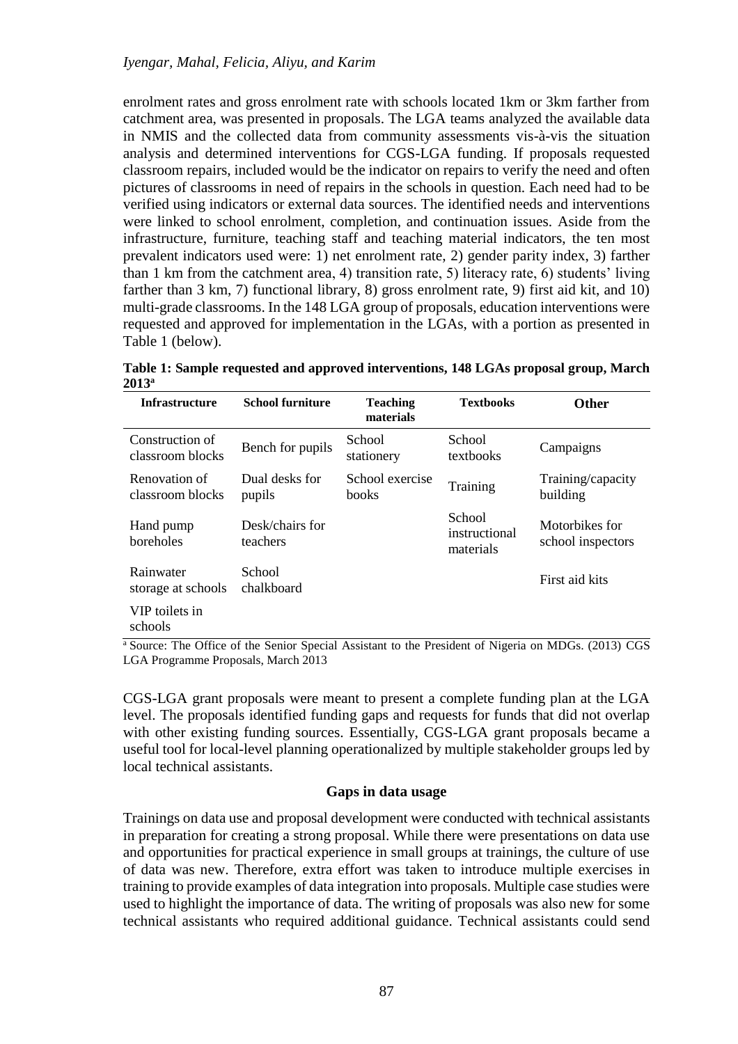enrolment rates and gross enrolment rate with schools located 1km or 3km farther from catchment area, was presented in proposals. The LGA teams analyzed the available data in NMIS and the collected data from community assessments vis-à-vis the situation analysis and determined interventions for CGS-LGA funding. If proposals requested classroom repairs, included would be the indicator on repairs to verify the need and often pictures of classrooms in need of repairs in the schools in question. Each need had to be verified using indicators or external data sources. The identified needs and interventions were linked to school enrolment, completion, and continuation issues. Aside from the infrastructure, furniture, teaching staff and teaching material indicators, the ten most prevalent indicators used were: 1) net enrolment rate, 2) gender parity index, 3) farther than 1 km from the catchment area, 4) transition rate, 5) literacy rate, 6) students' living farther than 3 km, 7) functional library, 8) gross enrolment rate, 9) first aid kit, and 10) multi-grade classrooms. In the 148 LGA group of proposals, education interventions were requested and approved for implementation in the LGAs, with a portion as presented in Table 1 (below).

**Table 1: Sample requested and approved interventions, 148 LGAs proposal group, March 2013[a]**

| Infrastructure | School furniture | Teaching materials | Textbooks | Other |
|---|---|---|---|---|
| Construction of classroom blocks | Bench for pupils | School stationery | School textbooks | Campaigns |
| Renovation of classroom blocks | Dual desks for pupils | School exercise books | Training | Training/capacity building |
| Hand pump boreholes | Desk/chairs for teachers | | School instructional materials | Motorbikes for school inspectors |
| Rainwater storage at schools | School chalkboard | | | First aid kits |
| VIP toilets in schools | | | | |

[a] Source: The Office of the Senior Special Assistant to the President of Nigeria on MDGs. (2013) CGS LGA Programme Proposals, March 2013

CGS-LGA grant proposals were meant to present a complete funding plan at the LGA level. The proposals identified funding gaps and requests for funds that did not overlap with other existing funding sources. Essentially, CGS-LGA grant proposals became a useful tool for local-level planning operationalized by multiple stakeholder groups led by local technical assistants.

**Gaps in data usage**

Trainings on data use and proposal development were conducted with technical assistants in preparation for creating a strong proposal. While there were presentations on data use and opportunities for practical experience in small groups at trainings, the culture of use of data was new. Therefore, extra effort was taken to introduce multiple exercises in training to provide examples of data integration into proposals. Multiple case studies were used to highlight the importance of data. The writing of proposals was also new for some technical assistants who required additional guidance. Technical assistants could send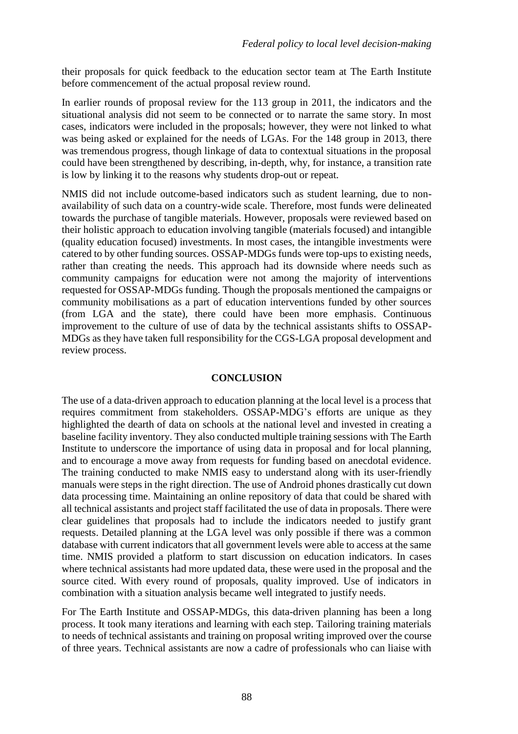their proposals for quick feedback to the education sector team at The Earth Institute before commencement of the actual proposal review round.

In earlier rounds of proposal review for the 113 group in 2011, the indicators and the situational analysis did not seem to be connected or to narrate the same story. In most cases, indicators were included in the proposals; however, they were not linked to what was being asked or explained for the needs of LGAs. For the 148 group in 2013, there was tremendous progress, though linkage of data to contextual situations in the proposal could have been strengthened by describing, in-depth, why, for instance, a transition rate is low by linking it to the reasons why students drop-out or repeat.

NMIS did not include outcome-based indicators such as student learning, due to non-availability of such data on a country-wide scale. Therefore, most funds were delineated towards the purchase of tangible materials. However, proposals were reviewed based on their holistic approach to education involving tangible (materials focused) and intangible (quality education focused) investments. In most cases, the intangible investments were catered to by other funding sources. OSSAP-MDGs funds were top-ups to existing needs, rather than creating the needs. This approach had its downside where needs such as community campaigns for education were not among the majority of interventions requested for OSSAP-MDGs funding. Though the proposals mentioned the campaigns or community mobilisations as a part of education interventions funded by other sources (from LGA and the state), there could have been more emphasis. Continuous improvement to the culture of use of data by the technical assistants shifts to OSSAP-MDGs as they have taken full responsibility for the CGS-LGA proposal development and review process.

## CONCLUSION

The use of a data-driven approach to education planning at the local level is a process that requires commitment from stakeholders. OSSAP-MDG's efforts are unique as they highlighted the dearth of data on schools at the national level and invested in creating a baseline facility inventory. They also conducted multiple training sessions with The Earth Institute to underscore the importance of using data in proposal and for local planning, and to encourage a move away from requests for funding based on anecdotal evidence. The training conducted to make NMIS easy to understand along with its user-friendly manuals were steps in the right direction. The use of Android phones drastically cut down data processing time. Maintaining an online repository of data that could be shared with all technical assistants and project staff facilitated the use of data in proposals. There were clear guidelines that proposals had to include the indicators needed to justify grant requests. Detailed planning at the LGA level was only possible if there was a common database with current indicators that all government levels were able to access at the same time. NMIS provided a platform to start discussion on education indicators. In cases where technical assistants had more updated data, these were used in the proposal and the source cited. With every round of proposals, quality improved. Use of indicators in combination with a situation analysis became well integrated to justify needs.

For The Earth Institute and OSSAP-MDGs, this data-driven planning has been a long process. It took many iterations and learning with each step. Tailoring training materials to needs of technical assistants and training on proposal writing improved over the course of three years. Technical assistants are now a cadre of professionals who can liaise with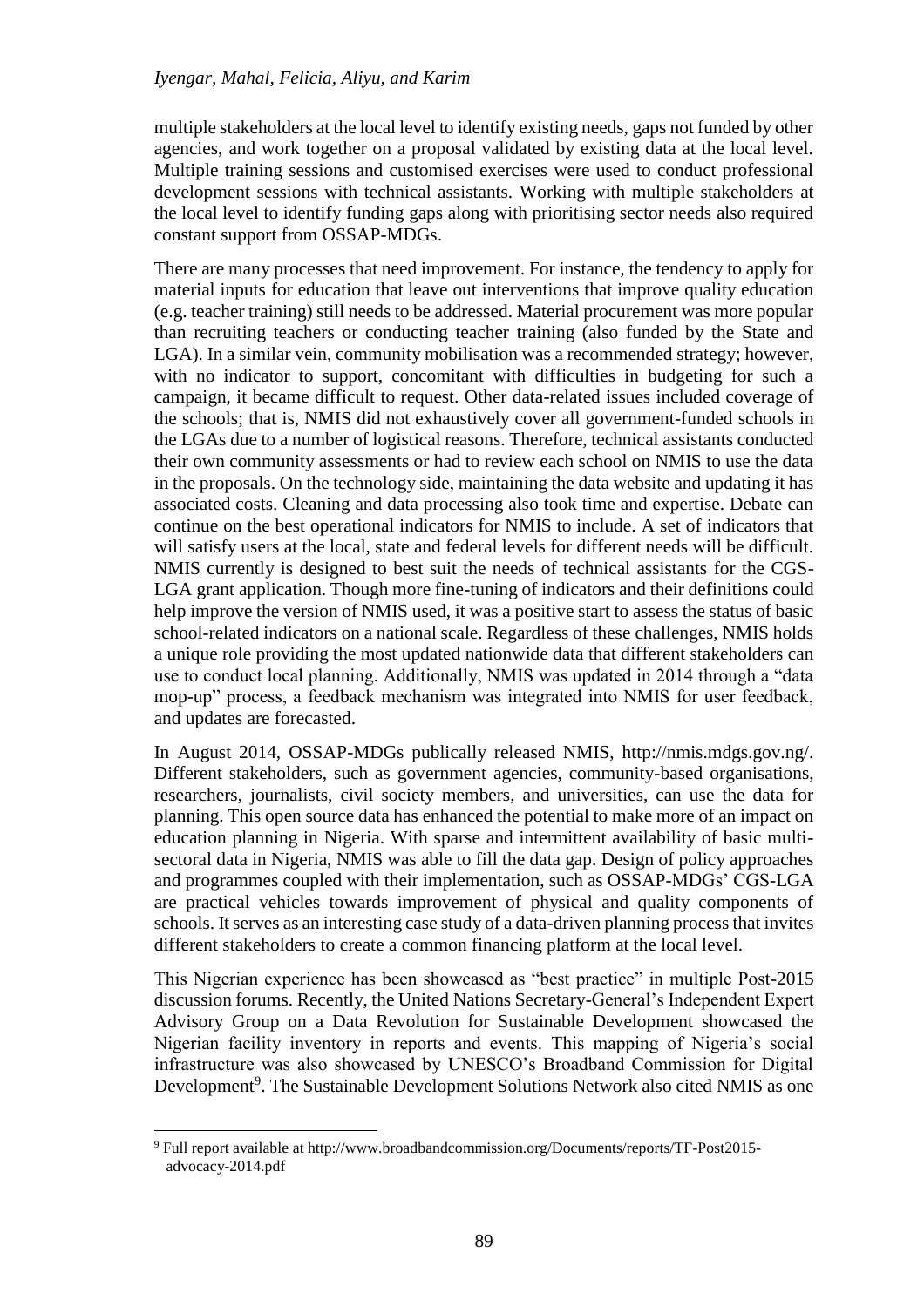multiple stakeholders at the local level to identify existing needs, gaps not funded by other agencies, and work together on a proposal validated by existing data at the local level. Multiple training sessions and customised exercises were used to conduct professional development sessions with technical assistants. Working with multiple stakeholders at the local level to identify funding gaps along with prioritising sector needs also required constant support from OSSAP-MDGs.

There are many processes that need improvement. For instance, the tendency to apply for material inputs for education that leave out interventions that improve quality education (e.g. teacher training) still needs to be addressed. Material procurement was more popular than recruiting teachers or conducting teacher training (also funded by the State and LGA). In a similar vein, community mobilisation was a recommended strategy; however, with no indicator to support, concomitant with difficulties in budgeting for such a campaign, it became difficult to request. Other data-related issues included coverage of the schools; that is, NMIS did not exhaustively cover all government-funded schools in the LGAs due to a number of logistical reasons. Therefore, technical assistants conducted their own community assessments or had to review each school on NMIS to use the data in the proposals. On the technology side, maintaining the data website and updating it has associated costs. Cleaning and data processing also took time and expertise. Debate can continue on the best operational indicators for NMIS to include. A set of indicators that will satisfy users at the local, state and federal levels for different needs will be difficult. NMIS currently is designed to best suit the needs of technical assistants for the CGS-LGA grant application. Though more fine-tuning of indicators and their definitions could help improve the version of NMIS used, it was a positive start to assess the status of basic school-related indicators on a national scale. Regardless of these challenges, NMIS holds a unique role providing the most updated nationwide data that different stakeholders can use to conduct local planning. Additionally, NMIS was updated in 2014 through a "data mop-up" process, a feedback mechanism was integrated into NMIS for user feedback, and updates are forecasted.

In August 2014, OSSAP-MDGs publically released NMIS, http://nmis.mdgs.gov.ng/. Different stakeholders, such as government agencies, community-based organisations, researchers, journalists, civil society members, and universities, can use the data for planning. This open source data has enhanced the potential to make more of an impact on education planning in Nigeria. With sparse and intermittent availability of basic multi-sectoral data in Nigeria, NMIS was able to fill the data gap. Design of policy approaches and programmes coupled with their implementation, such as OSSAP-MDGs' CGS-LGA are practical vehicles towards improvement of physical and quality components of schools. It serves as an interesting case study of a data-driven planning process that invites different stakeholders to create a common financing platform at the local level.

This Nigerian experience has been showcased as "best practice" in multiple Post-2015 discussion forums. Recently, the United Nations Secretary-General's Independent Expert Advisory Group on a Data Revolution for Sustainable Development showcased the Nigerian facility inventory in reports and events. This mapping of Nigeria's social infrastructure was also showcased by UNESCO's Broadband Commission for Digital Development[9]. The Sustainable Development Solutions Network also cited NMIS as one

[9] Full report available at http://www.broadbandcommission.org/Documents/reports/TF-Post2015-advocacy-2014.pdf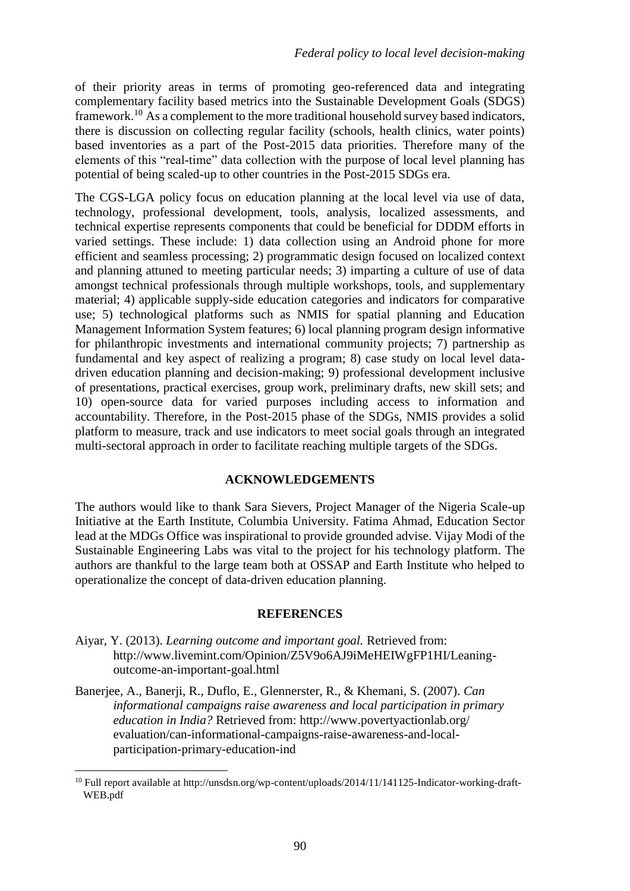of their priority areas in terms of promoting geo-referenced data and integrating complementary facility based metrics into the Sustainable Development Goals (SDGS) framework.[10] As a complement to the more traditional household survey based indicators, there is discussion on collecting regular facility (schools, health clinics, water points) based inventories as a part of the Post-2015 data priorities. Therefore many of the elements of this "real-time" data collection with the purpose of local level planning has potential of being scaled-up to other countries in the Post-2015 SDGs era.

The CGS-LGA policy focus on education planning at the local level via use of data, technology, professional development, tools, analysis, localized assessments, and technical expertise represents components that could be beneficial for DDDM efforts in varied settings. These include: 1) data collection using an Android phone for more efficient and seamless processing; 2) programmatic design focused on localized context and planning attuned to meeting particular needs; 3) imparting a culture of use of data amongst technical professionals through multiple workshops, tools, and supplementary material; 4) applicable supply-side education categories and indicators for comparative use; 5) technological platforms such as NMIS for spatial planning and Education Management Information System features; 6) local planning program design informative for philanthropic investments and international community projects; 7) partnership as fundamental and key aspect of realizing a program; 8) case study on local level data-driven education planning and decision-making; 9) professional development inclusive of presentations, practical exercises, group work, preliminary drafts, new skill sets; and 10) open-source data for varied purposes including access to information and accountability. Therefore, in the Post-2015 phase of the SDGs, NMIS provides a solid platform to measure, track and use indicators to meet social goals through an integrated multi-sectoral approach in order to facilitate reaching multiple targets of the SDGs.

## ACKNOWLEDGEMENTS

The authors would like to thank Sara Sievers, Project Manager of the Nigeria Scale-up Initiative at the Earth Institute, Columbia University. Fatima Ahmad, Education Sector lead at the MDGs Office was inspirational to provide grounded advise. Vijay Modi of the Sustainable Engineering Labs was vital to the project for his technology platform. The authors are thankful to the large team both at OSSAP and Earth Institute who helped to operationalize the concept of data-driven education planning.

## REFERENCES

Aiyar, Y. (2013). *Learning outcome and important goal.* Retrieved from: http://www.livemint.com/Opinion/Z5V9o6AJ9iMeHEIWgFP1HI/Leaning-outcome-an-important-goal.html

Banerjee, A., Banerji, R., Duflo, E., Glennerster, R., & Khemani, S. (2007). *Can informational campaigns raise awareness and local participation in primary education in India?* Retrieved from: http://www.povertyactionlab.org/evaluation/can-informational-campaigns-raise-awareness-and-local-participation-primary-education-ind

---

[10] Full report available at http://unsdsn.org/wp-content/uploads/2014/11/141125-Indicator-working-draft-WEB.pdf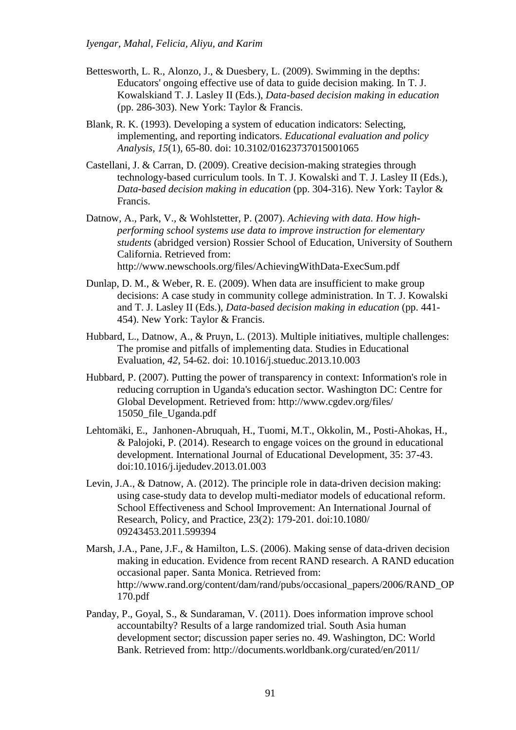Bettesworth, L. R., Alonzo, J., & Duesbery, L. (2009). Swimming in the depths: Educators' ongoing effective use of data to guide decision making. In T. J. Kowalskiand T. J. Lasley II (Eds.), *Data-based decision making in education* (pp. 286-303). New York: Taylor & Francis.

Blank, R. K. (1993). Developing a system of education indicators: Selecting, implementing, and reporting indicators. *Educational evaluation and policy Analysis, 15*(1), 65-80. doi: 10.3102/01623737015001065

Castellani, J. & Carran, D. (2009). Creative decision-making strategies through technology-based curriculum tools. In T. J. Kowalski and T. J. Lasley II (Eds.), *Data-based decision making in education* (pp. 304-316). New York: Taylor & Francis.

Datnow, A., Park, V., & Wohlstetter, P. (2007). *Achieving with data. How high-performing school systems use data to improve instruction for elementary students* (abridged version) Rossier School of Education, University of Southern California. Retrieved from: http://www.newschools.org/files/AchievingWithData-ExecSum.pdf

Dunlap, D. M., & Weber, R. E. (2009). When data are insufficient to make group decisions: A case study in community college administration. In T. J. Kowalski and T. J. Lasley II (Eds.), *Data-based decision making in education* (pp. 441-454). New York: Taylor & Francis.

Hubbard, L., Datnow, A., & Pruyn, L. (2013). Multiple initiatives, multiple challenges: The promise and pitfalls of implementing data. Studies in Educational Evaluation, *42*, 54-62. doi: 10.1016/j.stueduc.2013.10.003

Hubbard, P. (2007). Putting the power of transparency in context: Information's role in reducing corruption in Uganda's education sector. Washington DC: Centre for Global Development. Retrieved from: http://www.cgdev.org/files/ 15050_file_Uganda.pdf

Lehtomäki, E., Janhonen-Abruquah, H., Tuomi, M.T., Okkolin, M., Posti-Ahokas, H., & Palojoki, P. (2014). Research to engage voices on the ground in educational development. International Journal of Educational Development, 35: 37-43. doi:10.1016/j.ijedudev.2013.01.003

Levin, J.A., & Datnow, A. (2012). The principle role in data-driven decision making: using case-study data to develop multi-mediator models of educational reform. School Effectiveness and School Improvement: An International Journal of Research, Policy, and Practice, 23(2): 179-201. doi:10.1080/ 09243453.2011.599394

Marsh, J.A., Pane, J.F., & Hamilton, L.S. (2006). Making sense of data-driven decision making in education. Evidence from recent RAND research. A RAND education occasional paper. Santa Monica. Retrieved from: http://www.rand.org/content/dam/rand/pubs/occasional_papers/2006/RAND_OP170.pdf

Panday, P., Goyal, S., & Sundaraman, V. (2011). Does information improve school accountabilty? Results of a large randomized trial. South Asia human development sector; discussion paper series no. 49. Washington, DC: World Bank. Retrieved from: http://documents.worldbank.org/curated/en/2011/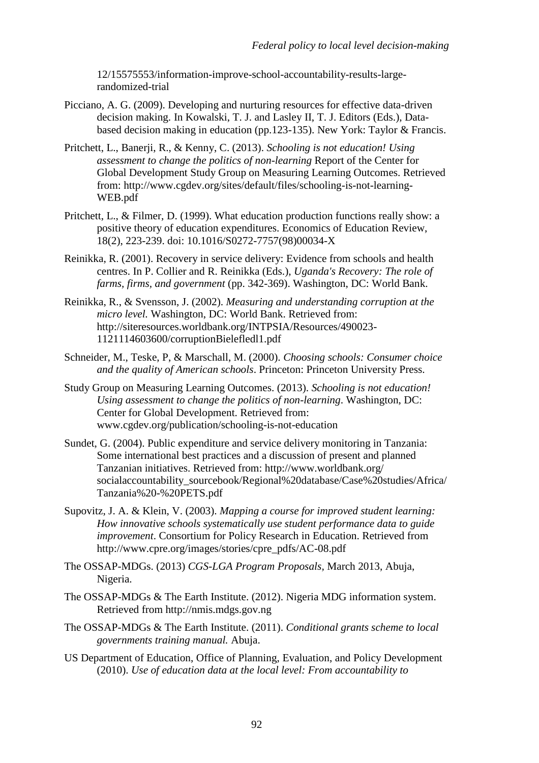12/15575553/information-improve-school-accountability-results-large-randomized-trial

Picciano, A. G. (2009). Developing and nurturing resources for effective data-driven decision making. In Kowalski, T. J. and Lasley II, T. J. Editors (Eds.), Data-based decision making in education (pp.123-135). New York: Taylor & Francis.

Pritchett, L., Banerji, R., & Kenny, C. (2013). *Schooling is not education! Using assessment to change the politics of non-learning* Report of the Center for Global Development Study Group on Measuring Learning Outcomes. Retrieved from: http://www.cgdev.org/sites/default/files/schooling-is-not-learning-WEB.pdf

Pritchett, L., & Filmer, D. (1999). What education production functions really show: a positive theory of education expenditures. Economics of Education Review, 18(2), 223-239. doi: 10.1016/S0272-7757(98)00034-X

Reinikka, R. (2001). Recovery in service delivery: Evidence from schools and health centres. In P. Collier and R. Reinikka (Eds.), *Uganda's Recovery: The role of farms, firms, and government* (pp. 342-369). Washington, DC: World Bank.

Reinikka, R., & Svensson, J. (2002). *Measuring and understanding corruption at the micro level.* Washington, DC: World Bank. Retrieved from: http://siteresources.worldbank.org/INTPSIA/Resources/490023-1121114603600/corruptionBielefledl1.pdf

Schneider, M., Teske, P, & Marschall, M. (2000). *Choosing schools: Consumer choice and the quality of American schools*. Princeton: Princeton University Press.

Study Group on Measuring Learning Outcomes. (2013). *Schooling is not education! Using assessment to change the politics of non-learning*. Washington, DC: Center for Global Development. Retrieved from: www.cgdev.org/publication/schooling-is-not-education

Sundet, G. (2004). Public expenditure and service delivery monitoring in Tanzania: Some international best practices and a discussion of present and planned Tanzanian initiatives. Retrieved from: http://www.worldbank.org/socialaccountability_sourcebook/Regional%20database/Case%20studies/Africa/Tanzania%20-%20PETS.pdf

Supovitz, J. A. & Klein, V. (2003). *Mapping a course for improved student learning: How innovative schools systematically use student performance data to guide improvement*. Consortium for Policy Research in Education. Retrieved from http://www.cpre.org/images/stories/cpre_pdfs/AC-08.pdf

The OSSAP-MDGs. (2013) *CGS-LGA Program Proposals*, March 2013, Abuja, Nigeria.

The OSSAP-MDGs & The Earth Institute. (2012). Nigeria MDG information system. Retrieved from http://nmis.mdgs.gov.ng

The OSSAP-MDGs & The Earth Institute. (2011). *Conditional grants scheme to local governments training manual.* Abuja.

US Department of Education, Office of Planning, Evaluation, and Policy Development (2010). *Use of education data at the local level: From accountability to*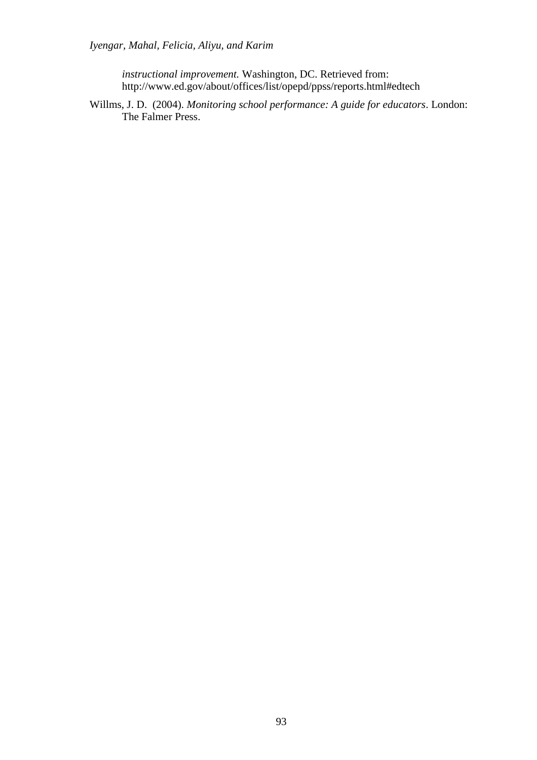*instructional improvement.* Washington, DC. Retrieved from: http://www.ed.gov/about/offices/list/opepd/ppss/reports.html#edtech

Willms, J. D. (2004). *Monitoring school performance: A guide for educators*. London: The Falmer Press.